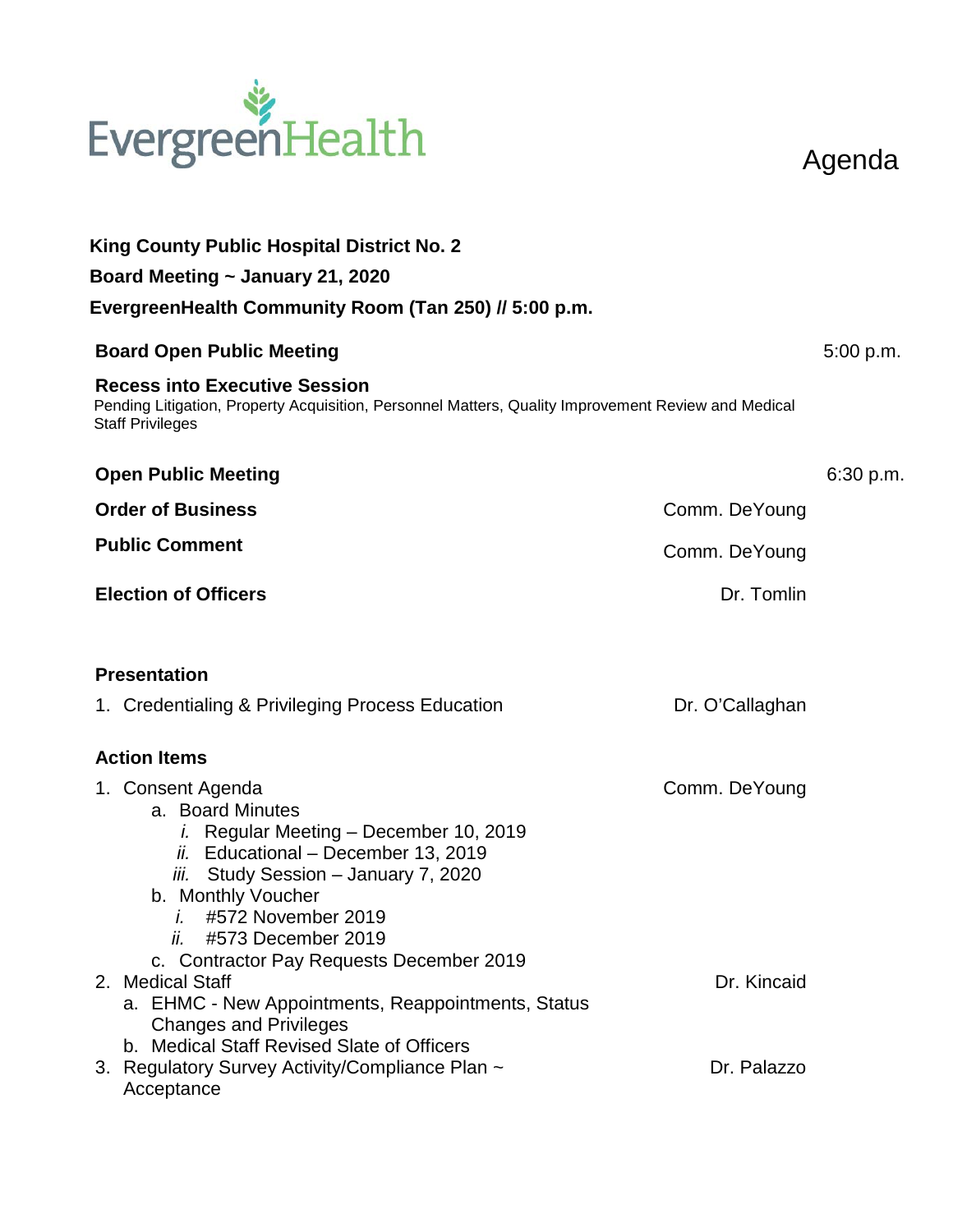EvergreenHealth

# Agenda

**King County Public Hospital District No. 2**

**Board Meeting ~ January 21, 2020**

**EvergreenHealth Community Room (Tan 250) // 5:00 p.m.**

**Board Open Public Meeting** 5:00 p.m.

**Recess into Executive Session**
Pending Litigation, Property Acquisition, Personnel Matters, Quality Improvement Review and Medical Staff Privileges

**Open Public Meeting** 6:30 p.m.

**Order of Business** Comm. DeYoung

**Public Comment** Comm. DeYoung

**Election of Officers** Dr. Tomlin

**Presentation**

1. Credentialing & Privileging Process Education — Dr. O'Callaghan

**Action Items**

1. Consent Agenda — Comm. DeYoung
   a. Board Minutes
      *i.* Regular Meeting – December 10, 2019
      *ii.* Educational – December 13, 2019
      *iii.* Study Session – January 7, 2020
   b. Monthly Voucher
      *i.* #572 November 2019
      *ii.* #573 December 2019
   c. Contractor Pay Requests December 2019
2. Medical Staff — Dr. Kincaid
   a. EHMC - New Appointments, Reappointments, Status Changes and Privileges
   b. Medical Staff Revised Slate of Officers
3. Regulatory Survey Activity/Compliance Plan ~ Acceptance — Dr. Palazzo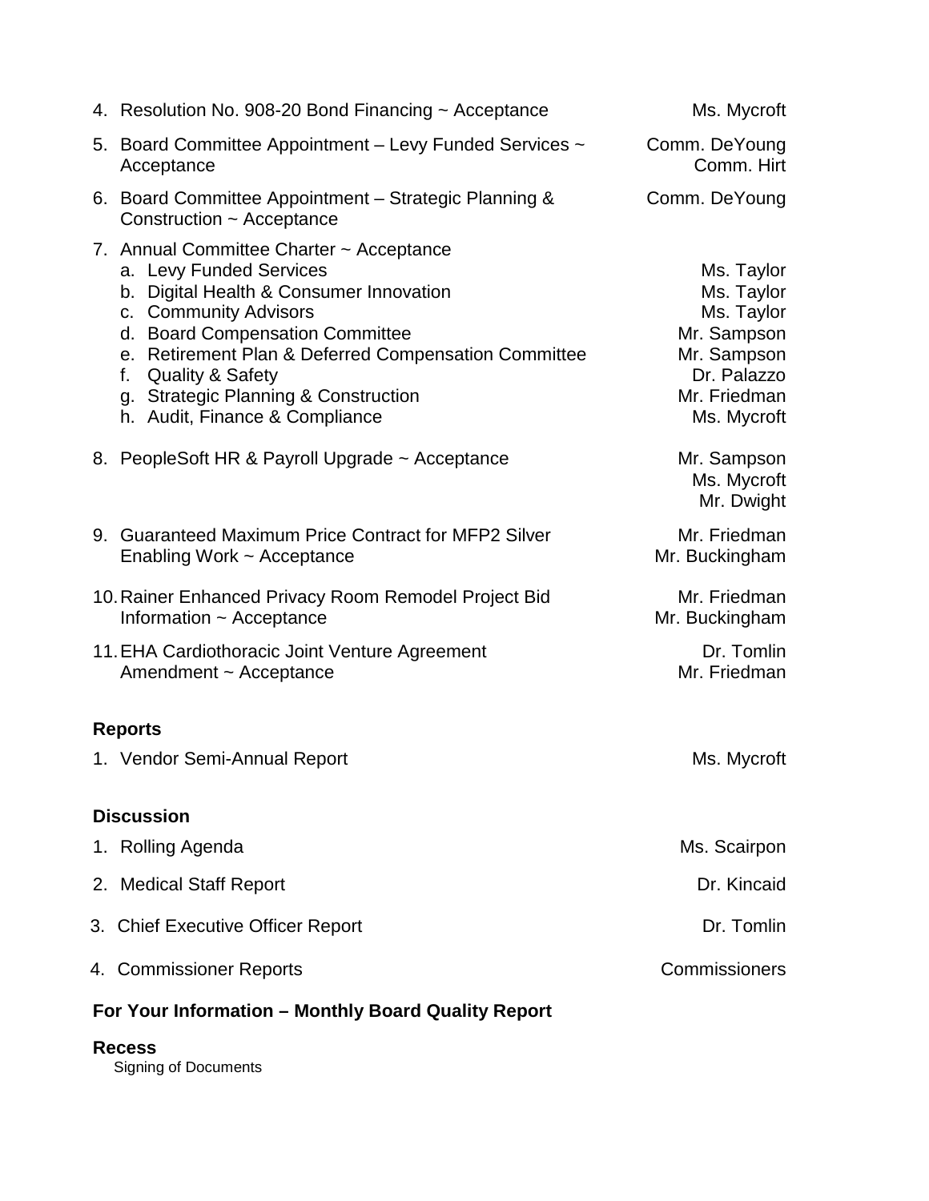4. Resolution No. 908-20 Bond Financing ~ Acceptance — Ms. Mycroft

5. Board Committee Appointment – Levy Funded Services ~ Acceptance — Comm. DeYoung, Comm. Hirt

6. Board Committee Appointment – Strategic Planning & Construction ~ Acceptance — Comm. DeYoung

7. Annual Committee Charter ~ Acceptance
   a. Levy Funded Services — Ms. Taylor
   b. Digital Health & Consumer Innovation — Ms. Taylor
   c. Community Advisors — Ms. Taylor
   d. Board Compensation Committee — Mr. Sampson
   e. Retirement Plan & Deferred Compensation Committee — Mr. Sampson
   f. Quality & Safety — Dr. Palazzo
   g. Strategic Planning & Construction — Mr. Friedman
   h. Audit, Finance & Compliance — Ms. Mycroft

8. PeopleSoft HR & Payroll Upgrade ~ Acceptance — Mr. Sampson, Ms. Mycroft, Mr. Dwight

9. Guaranteed Maximum Price Contract for MFP2 Silver Enabling Work ~ Acceptance — Mr. Friedman, Mr. Buckingham

10. Rainer Enhanced Privacy Room Remodel Project Bid Information ~ Acceptance — Mr. Friedman, Mr. Buckingham

11. EHA Cardiothoracic Joint Venture Agreement Amendment ~ Acceptance — Dr. Tomlin, Mr. Friedman

**Reports**

1. Vendor Semi-Annual Report — Ms. Mycroft

**Discussion**

1. Rolling Agenda — Ms. Scairpon
2. Medical Staff Report — Dr. Kincaid
3. Chief Executive Officer Report — Dr. Tomlin
4. Commissioner Reports — Commissioners

**For Your Information – Monthly Board Quality Report**

**Recess**

Signing of Documents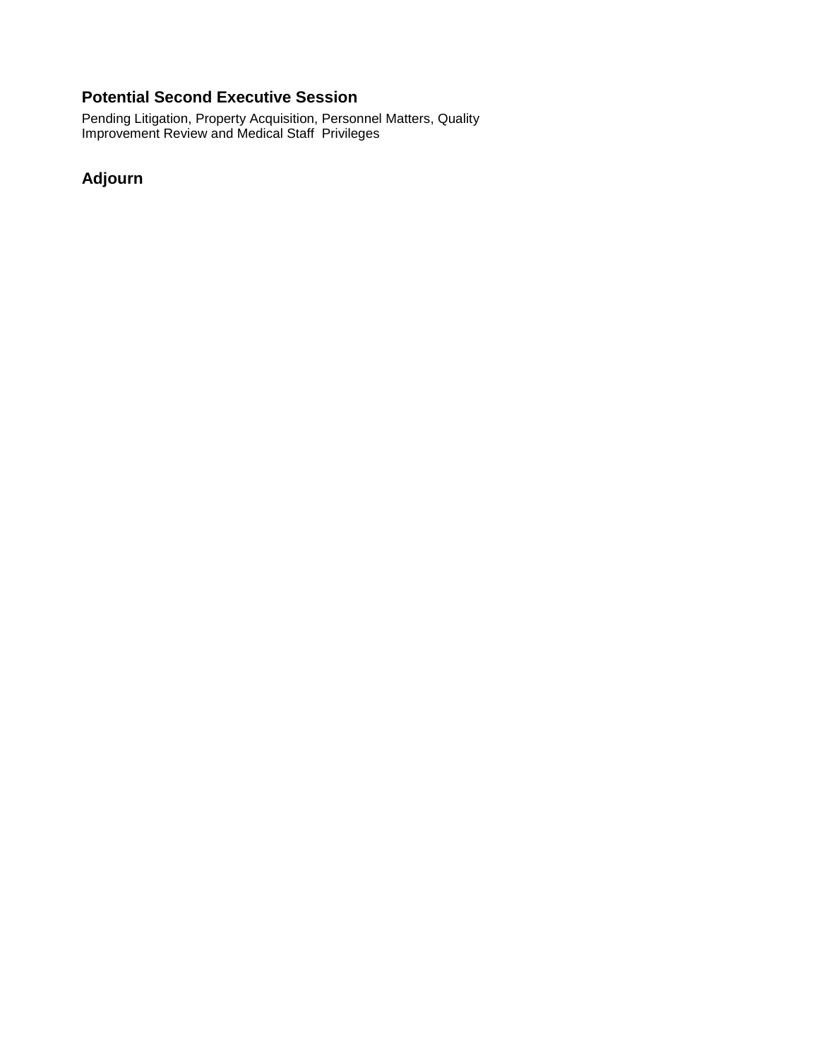**Potential Second Executive Session**

Pending Litigation, Property Acquisition, Personnel Matters, Quality Improvement Review and Medical Staff Privileges

**Adjourn**